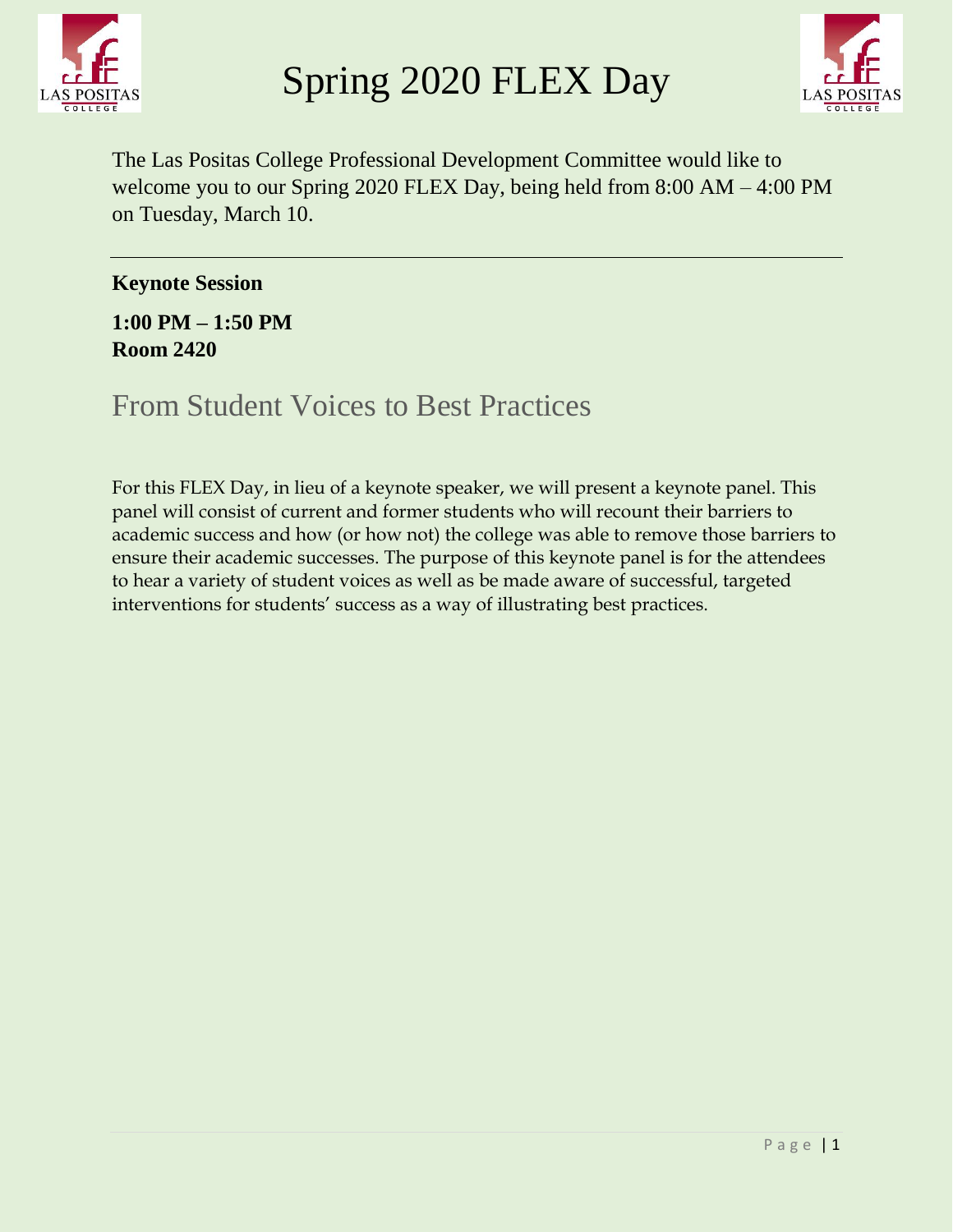# Spring 2020 FLEX Day

The Las Positas College Professional Development Committee would like to welcome you to our Spring 2020 FLEX Day, being held from 8:00 AM – 4:00 PM on Tuesday, March 10.

---

**Keynote Session**

**1:00 PM – 1:50 PM**
**Room 2420**

## From Student Voices to Best Practices

For this FLEX Day, in lieu of a keynote speaker, we will present a keynote panel. This panel will consist of current and former students who will recount their barriers to academic success and how (or how not) the college was able to remove those barriers to ensure their academic successes. The purpose of this keynote panel is for the attendees to hear a variety of student voices as well as be made aware of successful, targeted interventions for students' success as a way of illustrating best practices.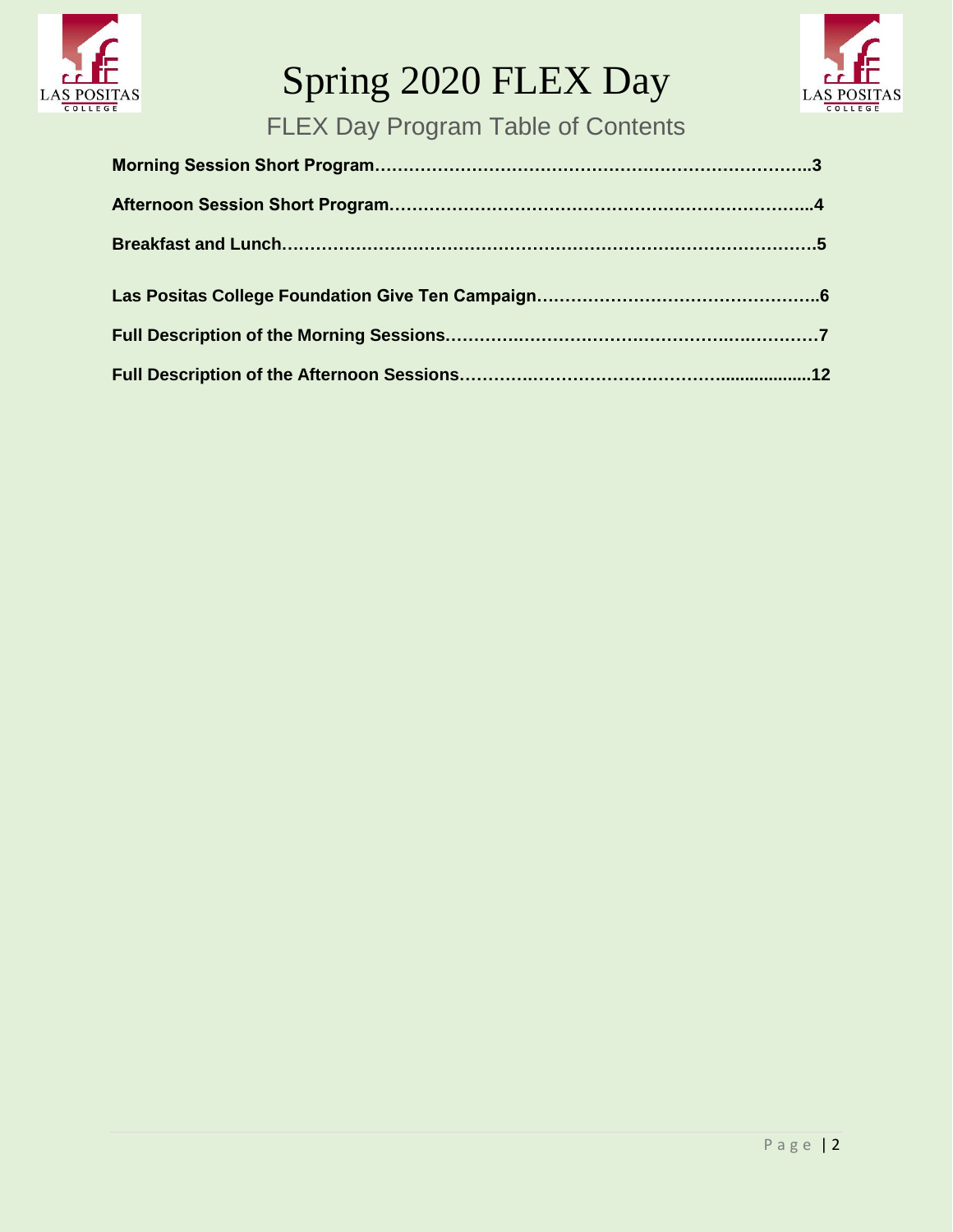# Spring 2020 FLEX Day

## FLEX Day Program Table of Contents

**Morning Session Short Program………………………………………………………………..3**

**Afternoon Session Short Program……………………………………………………………...4**

**Breakfast and Lunch…………………………………………………………………………….5**

**Las Positas College Foundation Give Ten Campaign…………………………………………..6**

**Full Description of the Morning Sessions……………………………………….….…………7**

**Full Description of the Afternoon Sessions………………………………………..................12**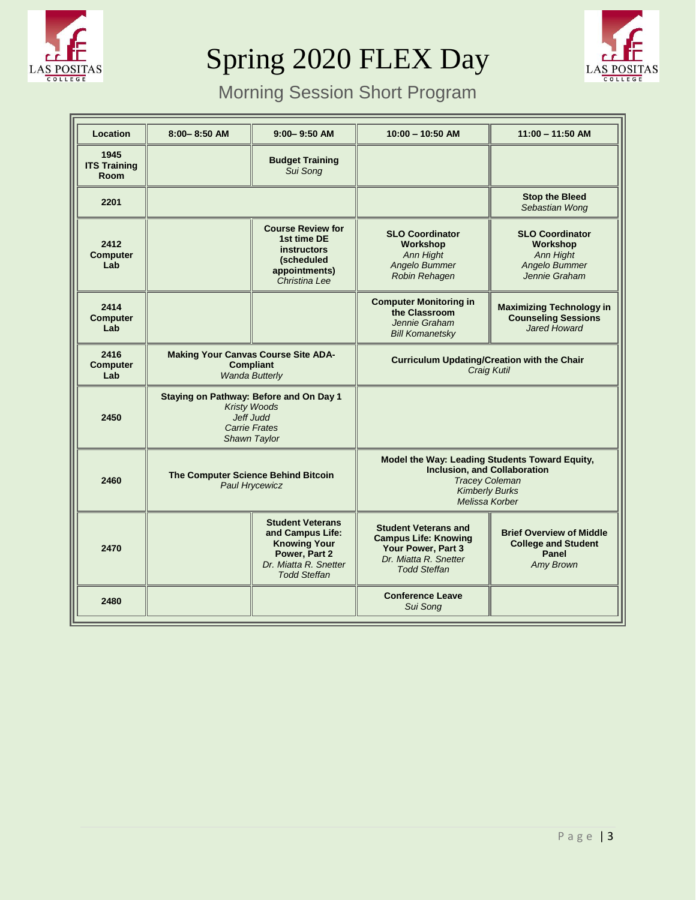# Spring 2020 FLEX Day

## Morning Session Short Program

| Location | 8:00– 8:50 AM | 9:00– 9:50 AM | 10:00 – 10:50 AM | 11:00 – 11:50 AM |
|---|---|---|---|---|
| **1945 ITS Training Room** | | **Budget Training** *Sui Song* | | |
| **2201** | | | | **Stop the Bleed** *Sebastian Wong* |
| **2412 Computer Lab** | | **Course Review for 1st time DE instructors (scheduled appointments)** *Christina Lee* | **SLO Coordinator Workshop** *Ann Hight* *Angelo Bummer* *Robin Rehagen* | **SLO Coordinator Workshop** *Ann Hight* *Angelo Bummer* *Jennie Graham* |
| **2414 Computer Lab** | | | **Computer Monitoring in the Classroom** *Jennie Graham* *Bill Komanetsky* | **Maximizing Technology in Counseling Sessions** *Jared Howard* |
| **2416 Computer Lab** | **Making Your Canvas Course Site ADA-Compliant** *Wanda Butterly* | | **Curriculum Updating/Creation with the Chair** *Craig Kutil* | |
| **2450** | **Staying on Pathway: Before and On Day 1** *Kristy Woods* *Jeff Judd* *Carrie Frates* *Shawn Taylor* | | | |
| **2460** | **The Computer Science Behind Bitcoin** *Paul Hrycewicz* | | **Model the Way: Leading Students Toward Equity, Inclusion, and Collaboration** *Tracey Coleman* *Kimberly Burks* *Melissa Korber* | |
| **2470** | | **Student Veterans and Campus Life: Knowing Your Power, Part 2** *Dr. Miatta R. Snetter* *Todd Steffan* | **Student Veterans and Campus Life: Knowing Your Power, Part 3** *Dr. Miatta R. Snetter* *Todd Steffan* | **Brief Overview of Middle College and Student Panel** *Amy Brown* |
| **2480** | | | **Conference Leave** *Sui Song* | |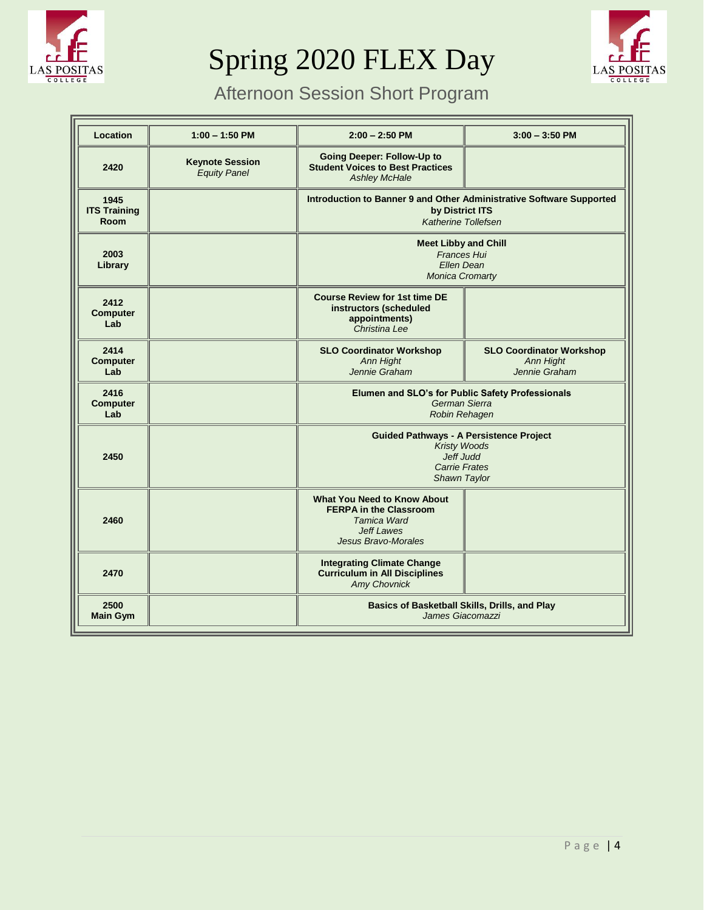# Spring 2020 FLEX Day

## Afternoon Session Short Program

| Location | 1:00 – 1:50 PM | 2:00 – 2:50 PM | 3:00 – 3:50 PM |
|---|---|---|---|
| **2420** | **Keynote Session** *Equity Panel* | **Going Deeper: Follow-Up to Student Voices to Best Practices** *Ashley McHale* | |
| **1945 ITS Training Room** | | **Introduction to Banner 9 and Other Administrative Software Supported by District ITS** *Katherine Tollefsen* | |
| **2003 Library** | | **Meet Libby and Chill** *Frances Hui* *Ellen Dean* *Monica Cromarty* | |
| **2412 Computer Lab** | | **Course Review for 1st time DE instructors (scheduled appointments)** *Christina Lee* | |
| **2414 Computer Lab** | | **SLO Coordinator Workshop** *Ann Hight* *Jennie Graham* | **SLO Coordinator Workshop** *Ann Hight* *Jennie Graham* |
| **2416 Computer Lab** | | **Elumen and SLO's for Public Safety Professionals** *German Sierra* *Robin Rehagen* | |
| **2450** | | **Guided Pathways - A Persistence Project** *Kristy Woods* *Jeff Judd* *Carrie Frates* *Shawn Taylor* | |
| **2460** | | **What You Need to Know About FERPA in the Classroom** *Tamica Ward* *Jeff Lawes* *Jesus Bravo-Morales* | |
| **2470** | | **Integrating Climate Change Curriculum in All Disciplines** *Amy Chovnick* | |
| **2500 Main Gym** | | **Basics of Basketball Skills, Drills, and Play** *James Giacomazzi* | |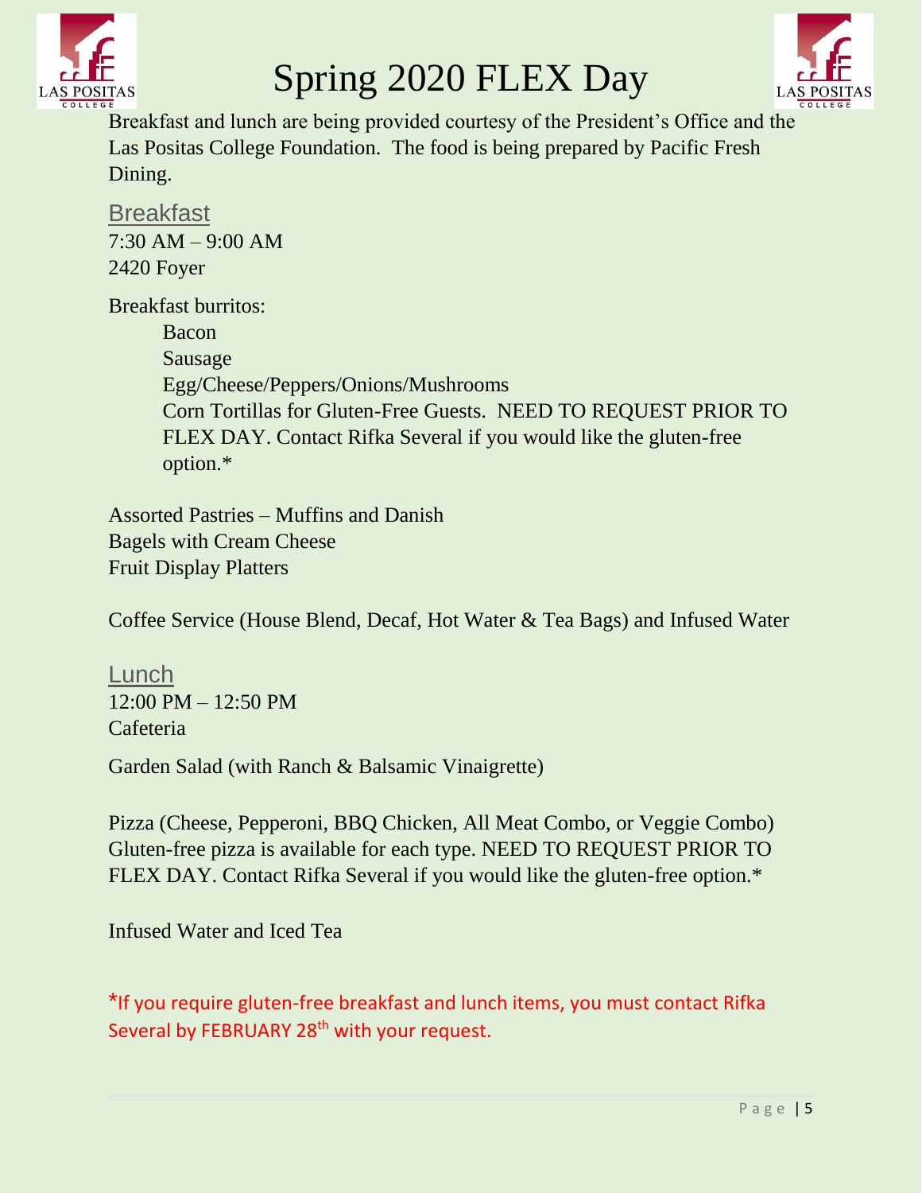# Spring 2020 FLEX Day

Breakfast and lunch are being provided courtesy of the President's Office and the Las Positas College Foundation. The food is being prepared by Pacific Fresh Dining.

## Breakfast

7:30 AM – 9:00 AM
2420 Foyer

Breakfast burritos:

- Bacon
- Sausage
- Egg/Cheese/Peppers/Onions/Mushrooms
- Corn Tortillas for Gluten-Free Guests. NEED TO REQUEST PRIOR TO FLEX DAY. Contact Rifka Several if you would like the gluten-free option.*

Assorted Pastries – Muffins and Danish
Bagels with Cream Cheese
Fruit Display Platters

Coffee Service (House Blend, Decaf, Hot Water & Tea Bags) and Infused Water

## Lunch

12:00 PM – 12:50 PM
Cafeteria

Garden Salad (with Ranch & Balsamic Vinaigrette)

Pizza (Cheese, Pepperoni, BBQ Chicken, All Meat Combo, or Veggie Combo)
Gluten-free pizza is available for each type. NEED TO REQUEST PRIOR TO FLEX DAY. Contact Rifka Several if you would like the gluten-free option.*

Infused Water and Iced Tea

*If you require gluten-free breakfast and lunch items, you must contact Rifka Several by FEBRUARY 28th with your request.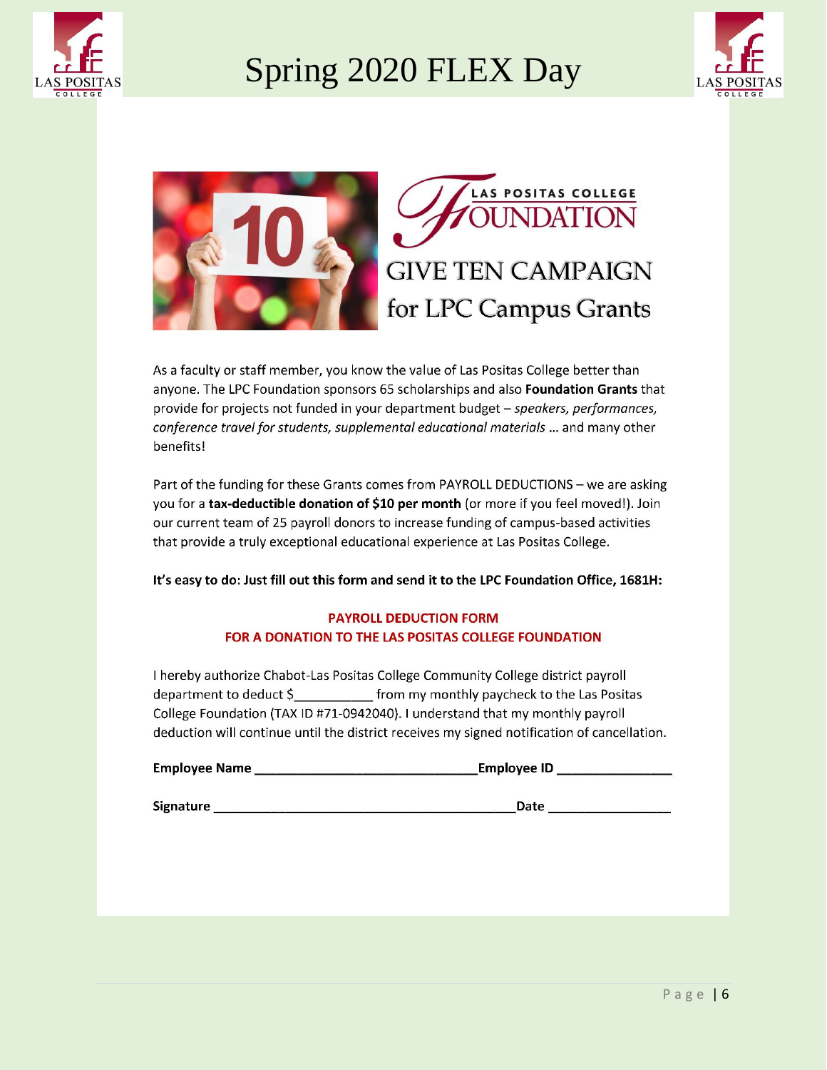# LAS POSITAS COLLEGE FOUNDATION

## GIVE TEN CAMPAIGN for LPC Campus Grants

As a faculty or staff member, you know the value of Las Positas College better than anyone. The LPC Foundation sponsors 65 scholarships and also **Foundation Grants** that provide for projects not funded in your department budget – *speakers, performances, conference travel for students, supplemental educational materials* … and many other benefits!

Part of the funding for these Grants comes from PAYROLL DEDUCTIONS – we are asking you for a **tax-deductible donation of $10 per month** (or more if you feel moved!). Join our current team of 25 payroll donors to increase funding of campus-based activities that provide a truly exceptional educational experience at Las Positas College.

**It's easy to do: Just fill out this form and send it to the LPC Foundation Office, 1681H:**

**PAYROLL DEDUCTION FORM**
**FOR A DONATION TO THE LAS POSITAS COLLEGE FOUNDATION**

I hereby authorize Chabot-Las Positas College Community College district payroll department to deduct $__________ from my monthly paycheck to the Las Positas College Foundation (TAX ID #71-0942040). I understand that my monthly payroll deduction will continue until the district receives my signed notification of cancellation.

**Employee Name** ______________________________ **Employee ID** _______________

**Signature** ________________________________________ **Date** ________________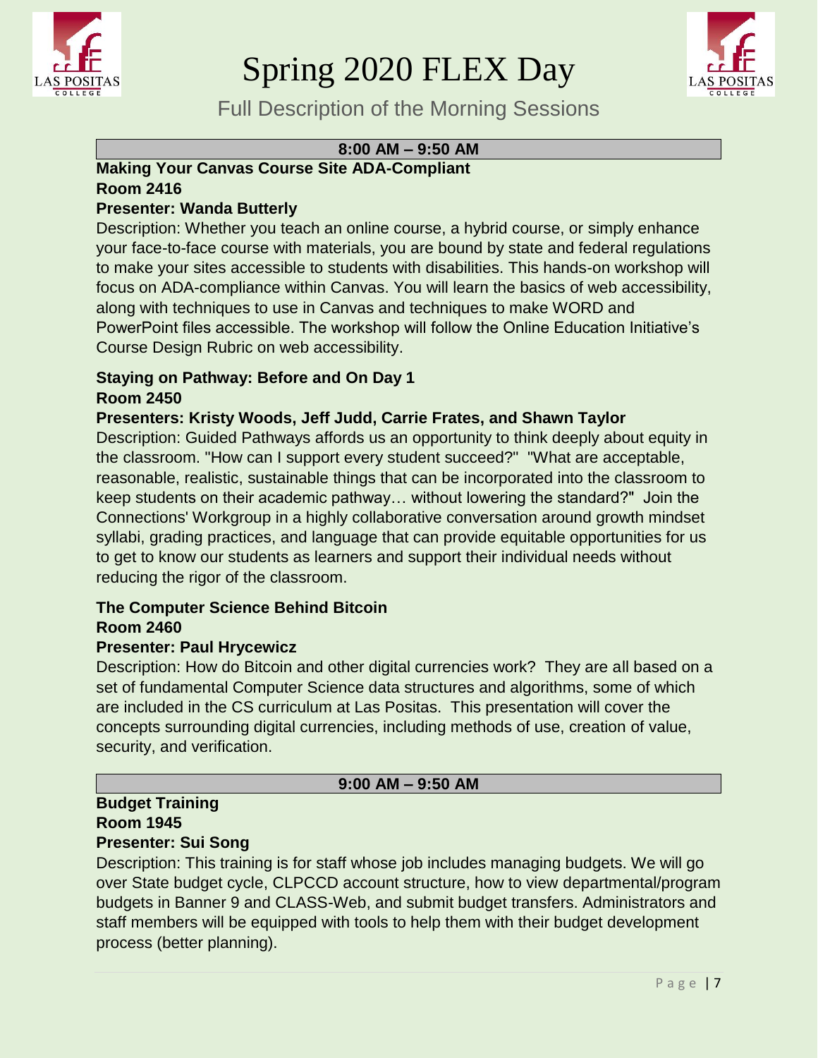# Spring 2020 FLEX Day

## Full Description of the Morning Sessions

### 8:00 AM – 9:50 AM

**Making Your Canvas Course Site ADA-Compliant**
**Room 2416**
**Presenter: Wanda Butterly**

Description: Whether you teach an online course, a hybrid course, or simply enhance your face-to-face course with materials, you are bound by state and federal regulations to make your sites accessible to students with disabilities. This hands-on workshop will focus on ADA-compliance within Canvas. You will learn the basics of web accessibility, along with techniques to use in Canvas and techniques to make WORD and PowerPoint files accessible. The workshop will follow the Online Education Initiative's Course Design Rubric on web accessibility.

**Staying on Pathway: Before and On Day 1**
**Room 2450**
**Presenters: Kristy Woods, Jeff Judd, Carrie Frates, and Shawn Taylor**

Description: Guided Pathways affords us an opportunity to think deeply about equity in the classroom. "How can I support every student succeed?" "What are acceptable, reasonable, realistic, sustainable things that can be incorporated into the classroom to keep students on their academic pathway… without lowering the standard?" Join the Connections' Workgroup in a highly collaborative conversation around growth mindset syllabi, grading practices, and language that can provide equitable opportunities for us to get to know our students as learners and support their individual needs without reducing the rigor of the classroom.

**The Computer Science Behind Bitcoin**
**Room 2460**
**Presenter: Paul Hrycewicz**

Description: How do Bitcoin and other digital currencies work? They are all based on a set of fundamental Computer Science data structures and algorithms, some of which are included in the CS curriculum at Las Positas. This presentation will cover the concepts surrounding digital currencies, including methods of use, creation of value, security, and verification.

### 9:00 AM – 9:50 AM

**Budget Training**
**Room 1945**
**Presenter: Sui Song**

Description: This training is for staff whose job includes managing budgets. We will go over State budget cycle, CLPCCD account structure, how to view departmental/program budgets in Banner 9 and CLASS-Web, and submit budget transfers. Administrators and staff members will be equipped with tools to help them with their budget development process (better planning).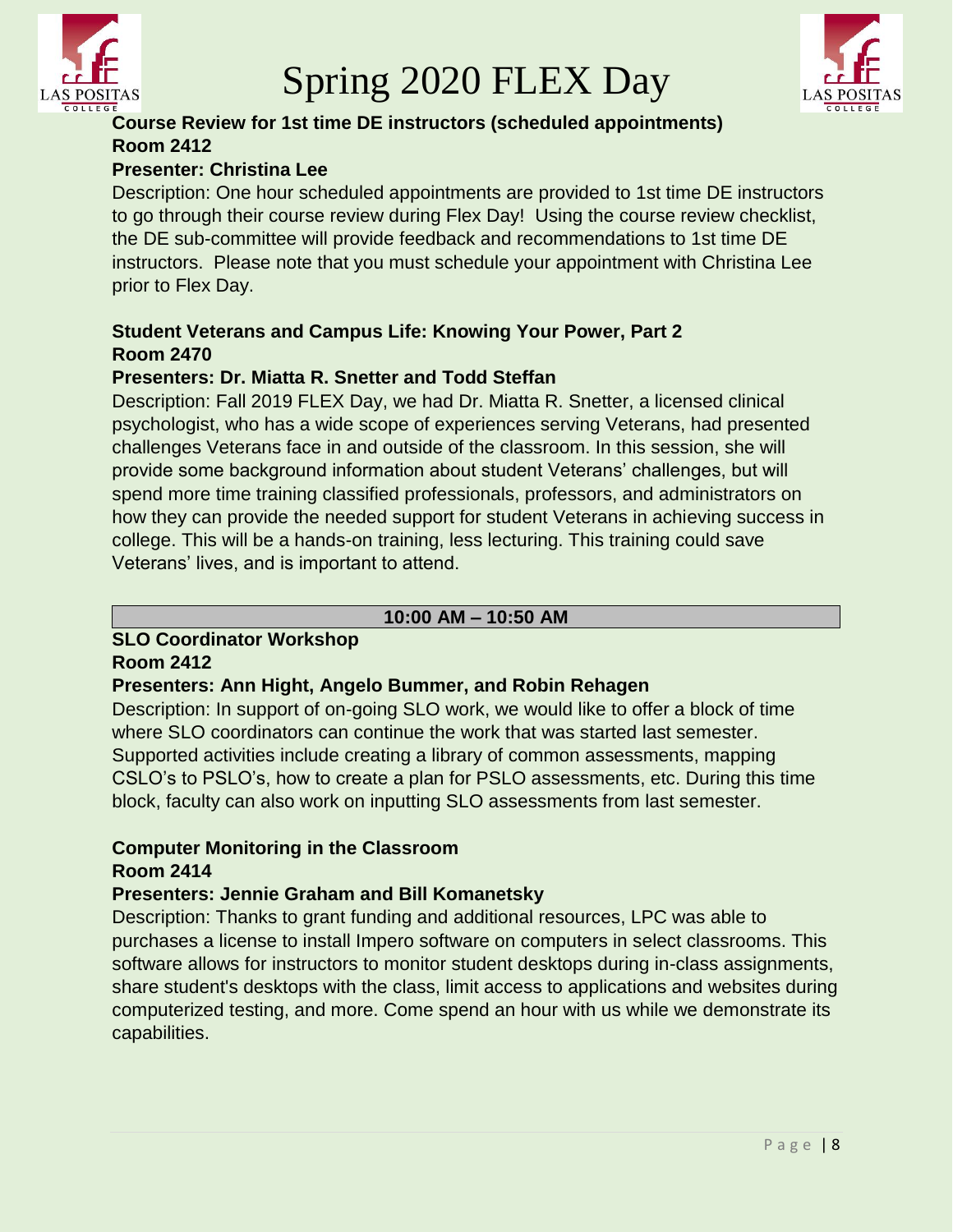**Course Review for 1st time DE instructors (scheduled appointments)**
**Room 2412**
**Presenter: Christina Lee**

Description: One hour scheduled appointments are provided to 1st time DE instructors to go through their course review during Flex Day! Using the course review checklist, the DE sub-committee will provide feedback and recommendations to 1st time DE instructors. Please note that you must schedule your appointment with Christina Lee prior to Flex Day.

**Student Veterans and Campus Life: Knowing Your Power, Part 2**
**Room 2470**
**Presenters: Dr. Miatta R. Snetter and Todd Steffan**

Description: Fall 2019 FLEX Day, we had Dr. Miatta R. Snetter, a licensed clinical psychologist, who has a wide scope of experiences serving Veterans, had presented challenges Veterans face in and outside of the classroom. In this session, she will provide some background information about student Veterans' challenges, but will spend more time training classified professionals, professors, and administrators on how they can provide the needed support for student Veterans in achieving success in college. This will be a hands-on training, less lecturing. This training could save Veterans' lives, and is important to attend.

## 10:00 AM – 10:50 AM

**SLO Coordinator Workshop**
**Room 2412**
**Presenters: Ann Hight, Angelo Bummer, and Robin Rehagen**

Description: In support of on-going SLO work, we would like to offer a block of time where SLO coordinators can continue the work that was started last semester. Supported activities include creating a library of common assessments, mapping CSLO's to PSLO's, how to create a plan for PSLO assessments, etc. During this time block, faculty can also work on inputting SLO assessments from last semester.

**Computer Monitoring in the Classroom**
**Room 2414**
**Presenters: Jennie Graham and Bill Komanetsky**

Description: Thanks to grant funding and additional resources, LPC was able to purchases a license to install Impero software on computers in select classrooms. This software allows for instructors to monitor student desktops during in-class assignments, share student's desktops with the class, limit access to applications and websites during computerized testing, and more. Come spend an hour with us while we demonstrate its capabilities.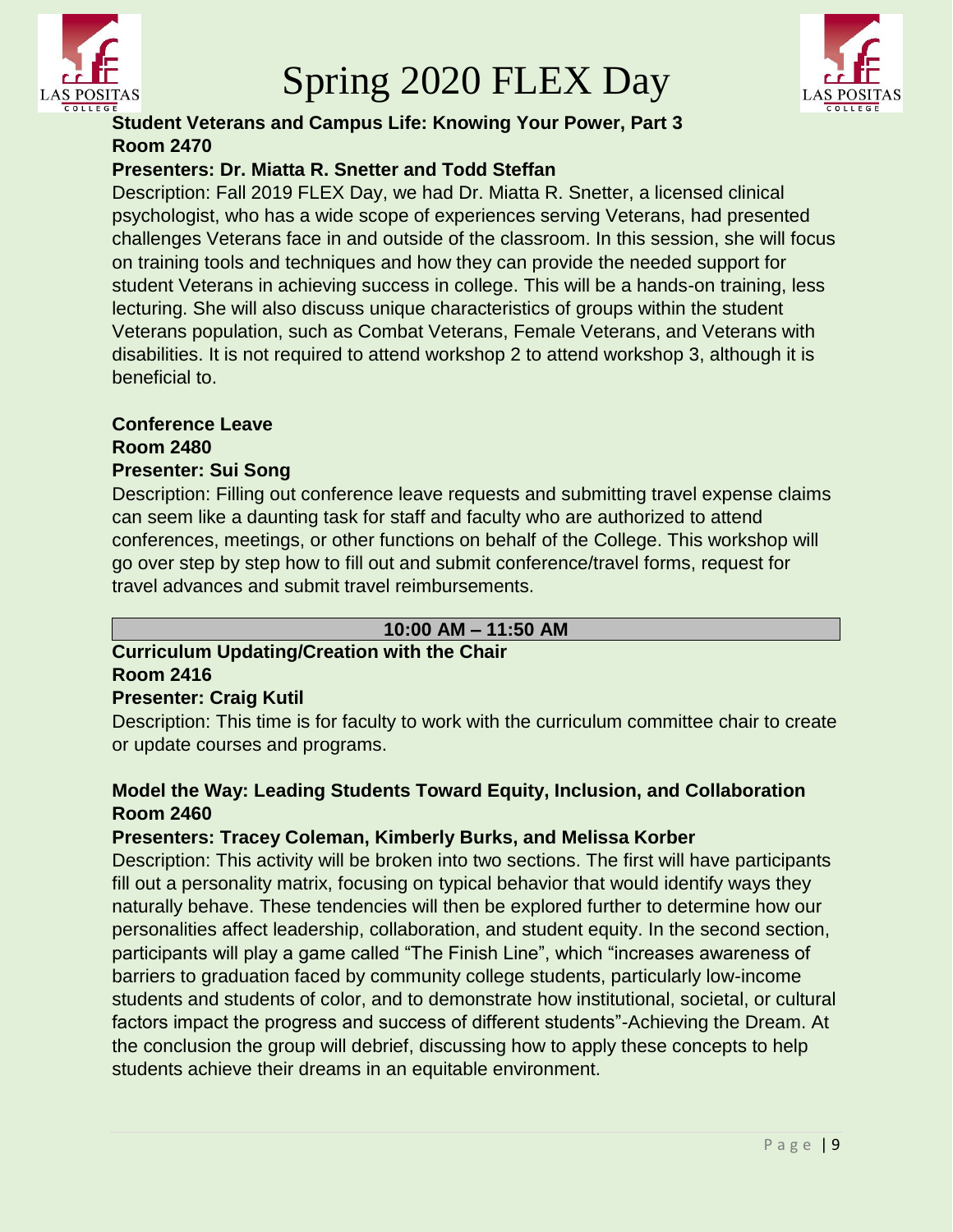**Student Veterans and Campus Life: Knowing Your Power, Part 3**
**Room 2470**
**Presenters: Dr. Miatta R. Snetter and Todd Steffan**

Description: Fall 2019 FLEX Day, we had Dr. Miatta R. Snetter, a licensed clinical psychologist, who has a wide scope of experiences serving Veterans, had presented challenges Veterans face in and outside of the classroom. In this session, she will focus on training tools and techniques and how they can provide the needed support for student Veterans in achieving success in college. This will be a hands-on training, less lecturing. She will also discuss unique characteristics of groups within the student Veterans population, such as Combat Veterans, Female Veterans, and Veterans with disabilities. It is not required to attend workshop 2 to attend workshop 3, although it is beneficial to.

**Conference Leave**
**Room 2480**
**Presenter: Sui Song**

Description: Filling out conference leave requests and submitting travel expense claims can seem like a daunting task for staff and faculty who are authorized to attend conferences, meetings, or other functions on behalf of the College. This workshop will go over step by step how to fill out and submit conference/travel forms, request for travel advances and submit travel reimbursements.

## 10:00 AM – 11:50 AM

**Curriculum Updating/Creation with the Chair**
**Room 2416**
**Presenter: Craig Kutil**

Description: This time is for faculty to work with the curriculum committee chair to create or update courses and programs.

**Model the Way: Leading Students Toward Equity, Inclusion, and Collaboration**
**Room 2460**
**Presenters: Tracey Coleman, Kimberly Burks, and Melissa Korber**

Description: This activity will be broken into two sections. The first will have participants fill out a personality matrix, focusing on typical behavior that would identify ways they naturally behave. These tendencies will then be explored further to determine how our personalities affect leadership, collaboration, and student equity. In the second section, participants will play a game called "The Finish Line", which "increases awareness of barriers to graduation faced by community college students, particularly low-income students and students of color, and to demonstrate how institutional, societal, or cultural factors impact the progress and success of different students"-Achieving the Dream. At the conclusion the group will debrief, discussing how to apply these concepts to help students achieve their dreams in an equitable environment.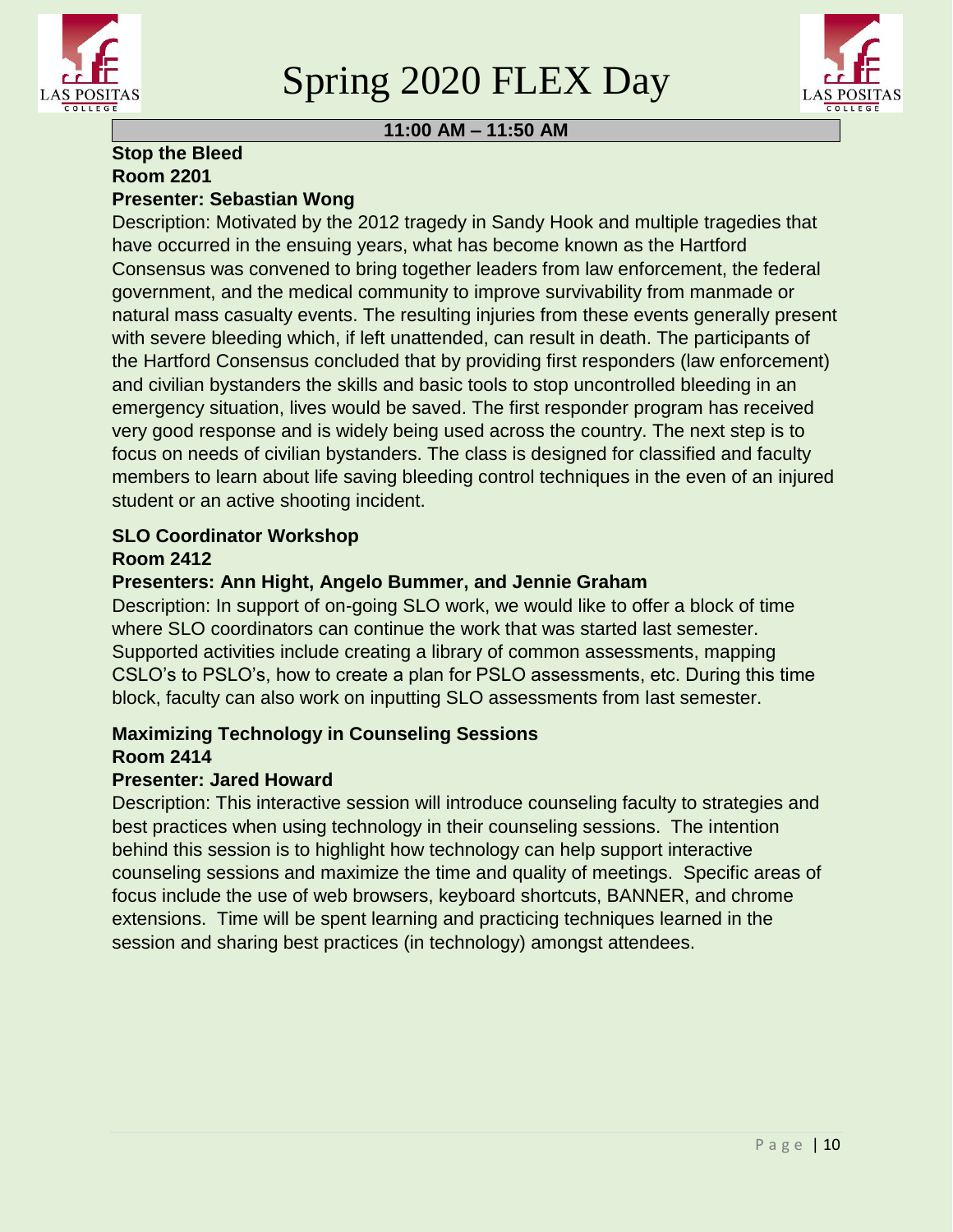# Spring 2020 FLEX Day

## 11:00 AM – 11:50 AM

**Stop the Bleed**
**Room 2201**
**Presenter: Sebastian Wong**

Description: Motivated by the 2012 tragedy in Sandy Hook and multiple tragedies that have occurred in the ensuing years, what has become known as the Hartford Consensus was convened to bring together leaders from law enforcement, the federal government, and the medical community to improve survivability from manmade or natural mass casualty events. The resulting injuries from these events generally present with severe bleeding which, if left unattended, can result in death. The participants of the Hartford Consensus concluded that by providing first responders (law enforcement) and civilian bystanders the skills and basic tools to stop uncontrolled bleeding in an emergency situation, lives would be saved. The first responder program has received very good response and is widely being used across the country. The next step is to focus on needs of civilian bystanders. The class is designed for classified and faculty members to learn about life saving bleeding control techniques in the even of an injured student or an active shooting incident.

**SLO Coordinator Workshop**
**Room 2412**
**Presenters: Ann Hight, Angelo Bummer, and Jennie Graham**

Description: In support of on-going SLO work, we would like to offer a block of time where SLO coordinators can continue the work that was started last semester. Supported activities include creating a library of common assessments, mapping CSLO's to PSLO's, how to create a plan for PSLO assessments, etc. During this time block, faculty can also work on inputting SLO assessments from last semester.

**Maximizing Technology in Counseling Sessions**
**Room 2414**
**Presenter: Jared Howard**

Description: This interactive session will introduce counseling faculty to strategies and best practices when using technology in their counseling sessions. The intention behind this session is to highlight how technology can help support interactive counseling sessions and maximize the time and quality of meetings. Specific areas of focus include the use of web browsers, keyboard shortcuts, BANNER, and chrome extensions. Time will be spent learning and practicing techniques learned in the session and sharing best practices (in technology) amongst attendees.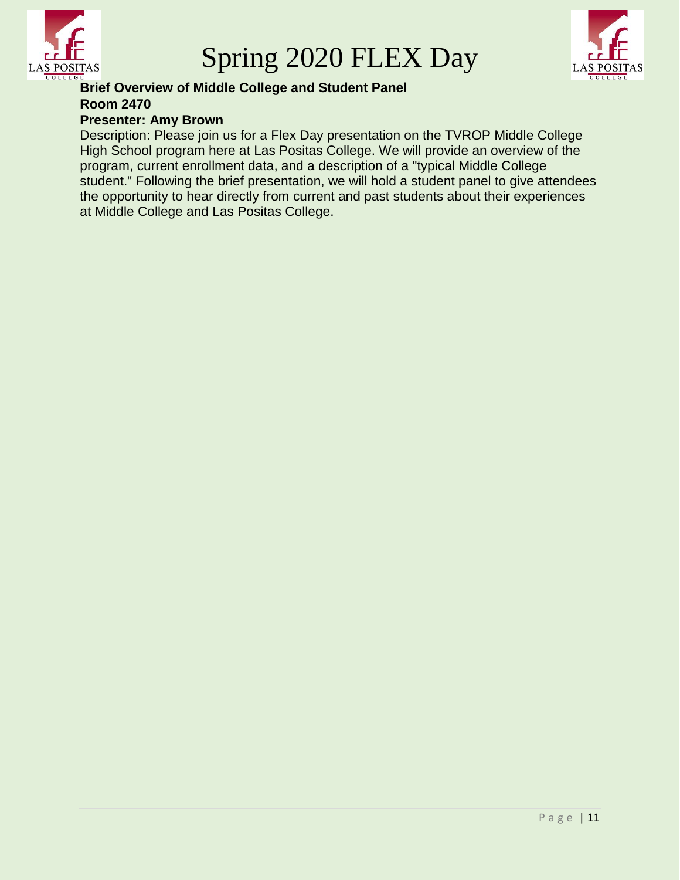# Spring 2020 FLEX Day

**Brief Overview of Middle College and Student Panel**
**Room 2470**
**Presenter: Amy Brown**

Description: Please join us for a Flex Day presentation on the TVROP Middle College High School program here at Las Positas College. We will provide an overview of the program, current enrollment data, and a description of a "typical Middle College student." Following the brief presentation, we will hold a student panel to give attendees the opportunity to hear directly from current and past students about their experiences at Middle College and Las Positas College.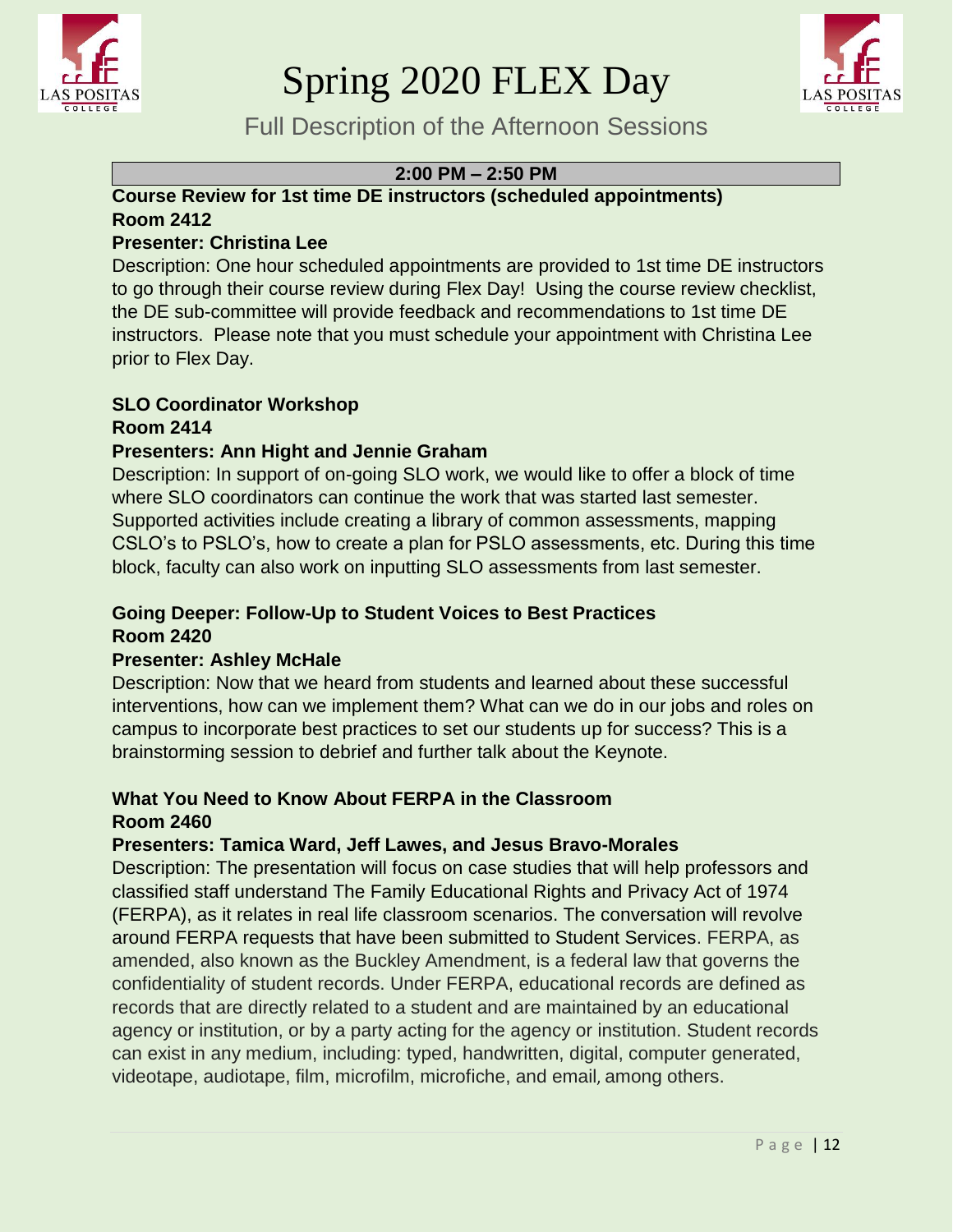# Spring 2020 FLEX Day

## Full Description of the Afternoon Sessions

### 2:00 PM – 2:50 PM

**Course Review for 1st time DE instructors (scheduled appointments)**
**Room 2412**
**Presenter: Christina Lee**

Description: One hour scheduled appointments are provided to 1st time DE instructors to go through their course review during Flex Day! Using the course review checklist, the DE sub-committee will provide feedback and recommendations to 1st time DE instructors. Please note that you must schedule your appointment with Christina Lee prior to Flex Day.

**SLO Coordinator Workshop**
**Room 2414**
**Presenters: Ann Hight and Jennie Graham**

Description: In support of on-going SLO work, we would like to offer a block of time where SLO coordinators can continue the work that was started last semester. Supported activities include creating a library of common assessments, mapping CSLO's to PSLO's, how to create a plan for PSLO assessments, etc. During this time block, faculty can also work on inputting SLO assessments from last semester.

**Going Deeper: Follow-Up to Student Voices to Best Practices**
**Room 2420**
**Presenter: Ashley McHale**

Description: Now that we heard from students and learned about these successful interventions, how can we implement them? What can we do in our jobs and roles on campus to incorporate best practices to set our students up for success? This is a brainstorming session to debrief and further talk about the Keynote.

**What You Need to Know About FERPA in the Classroom**
**Room 2460**
**Presenters: Tamica Ward, Jeff Lawes, and Jesus Bravo-Morales**

Description: The presentation will focus on case studies that will help professors and classified staff understand The Family Educational Rights and Privacy Act of 1974 (FERPA), as it relates in real life classroom scenarios. The conversation will revolve around FERPA requests that have been submitted to Student Services. FERPA, as amended, also known as the Buckley Amendment, is a federal law that governs the confidentiality of student records. Under FERPA, educational records are defined as records that are directly related to a student and are maintained by an educational agency or institution, or by a party acting for the agency or institution. Student records can exist in any medium, including: typed, handwritten, digital, computer generated, videotape, audiotape, film, microfilm, microfiche, and email, among others.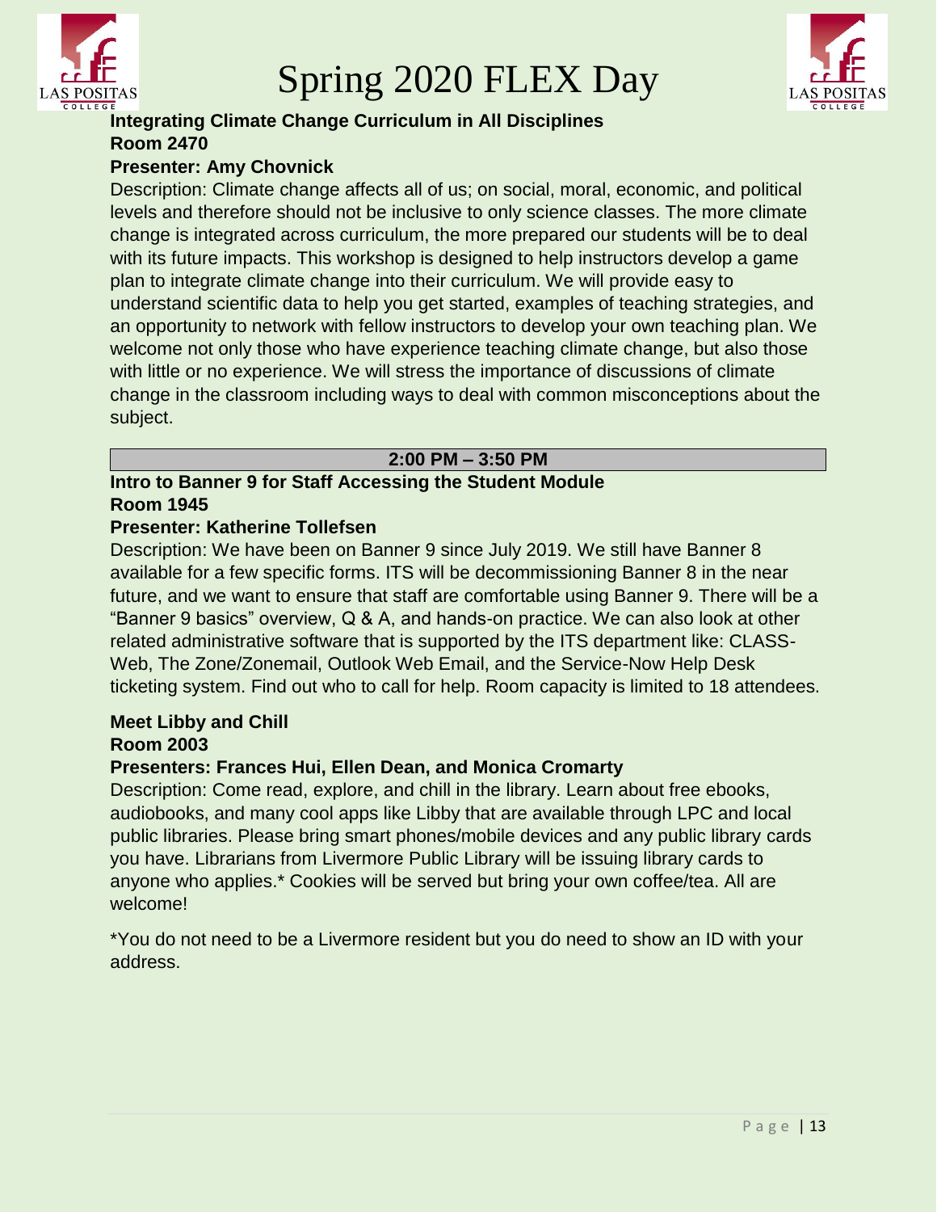**Integrating Climate Change Curriculum in All Disciplines**
**Room 2470**
**Presenter: Amy Chovnick**

Description: Climate change affects all of us; on social, moral, economic, and political levels and therefore should not be inclusive to only science classes. The more climate change is integrated across curriculum, the more prepared our students will be to deal with its future impacts. This workshop is designed to help instructors develop a game plan to integrate climate change into their curriculum. We will provide easy to understand scientific data to help you get started, examples of teaching strategies, and an opportunity to network with fellow instructors to develop your own teaching plan. We welcome not only those who have experience teaching climate change, but also those with little or no experience. We will stress the importance of discussions of climate change in the classroom including ways to deal with common misconceptions about the subject.

## 2:00 PM – 3:50 PM

**Intro to Banner 9 for Staff Accessing the Student Module**
**Room 1945**
**Presenter: Katherine Tollefsen**

Description: We have been on Banner 9 since July 2019. We still have Banner 8 available for a few specific forms. ITS will be decommissioning Banner 8 in the near future, and we want to ensure that staff are comfortable using Banner 9. There will be a "Banner 9 basics" overview, Q & A, and hands-on practice. We can also look at other related administrative software that is supported by the ITS department like: CLASS-Web, The Zone/Zonemail, Outlook Web Email, and the Service-Now Help Desk ticketing system. Find out who to call for help. Room capacity is limited to 18 attendees.

**Meet Libby and Chill**
**Room 2003**
**Presenters: Frances Hui, Ellen Dean, and Monica Cromarty**

Description: Come read, explore, and chill in the library. Learn about free ebooks, audiobooks, and many cool apps like Libby that are available through LPC and local public libraries. Please bring smart phones/mobile devices and any public library cards you have. Librarians from Livermore Public Library will be issuing library cards to anyone who applies.* Cookies will be served but bring your own coffee/tea. All are welcome!

*You do not need to be a Livermore resident but you do need to show an ID with your address.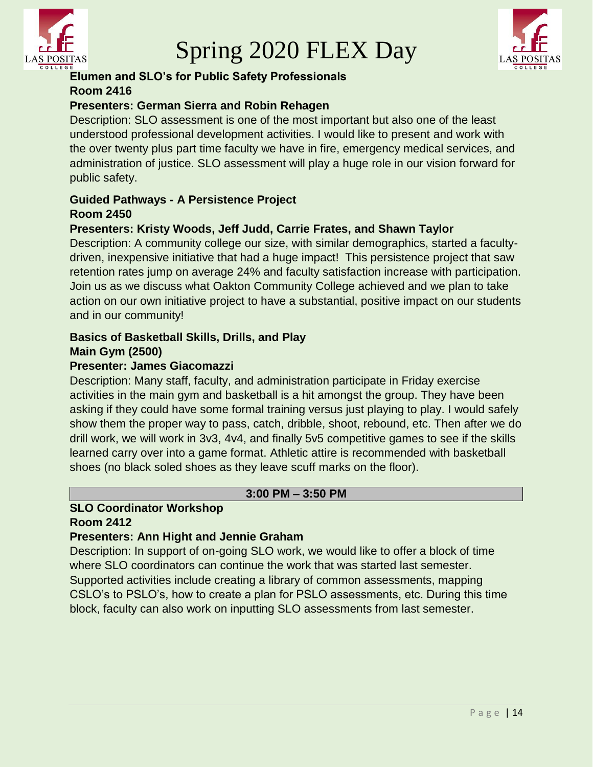**Elumen and SLO's for Public Safety Professionals**
**Room 2416**
**Presenters: German Sierra and Robin Rehagen**

Description: SLO assessment is one of the most important but also one of the least understood professional development activities. I would like to present and work with the over twenty plus part time faculty we have in fire, emergency medical services, and administration of justice. SLO assessment will play a huge role in our vision forward for public safety.

**Guided Pathways - A Persistence Project**
**Room 2450**
**Presenters: Kristy Woods, Jeff Judd, Carrie Frates, and Shawn Taylor**

Description: A community college our size, with similar demographics, started a faculty-driven, inexpensive initiative that had a huge impact! This persistence project that saw retention rates jump on average 24% and faculty satisfaction increase with participation. Join us as we discuss what Oakton Community College achieved and we plan to take action on our own initiative project to have a substantial, positive impact on our students and in our community!

**Basics of Basketball Skills, Drills, and Play**
**Main Gym (2500)**
**Presenter: James Giacomazzi**

Description: Many staff, faculty, and administration participate in Friday exercise activities in the main gym and basketball is a hit amongst the group. They have been asking if they could have some formal training versus just playing to play. I would safely show them the proper way to pass, catch, dribble, shoot, rebound, etc. Then after we do drill work, we will work in 3v3, 4v4, and finally 5v5 competitive games to see if the skills learned carry over into a game format. Athletic attire is recommended with basketball shoes (no black soled shoes as they leave scuff marks on the floor).

## 3:00 PM – 3:50 PM

**SLO Coordinator Workshop**
**Room 2412**
**Presenters: Ann Hight and Jennie Graham**

Description: In support of on-going SLO work, we would like to offer a block of time where SLO coordinators can continue the work that was started last semester. Supported activities include creating a library of common assessments, mapping CSLO's to PSLO's, how to create a plan for PSLO assessments, etc. During this time block, faculty can also work on inputting SLO assessments from last semester.